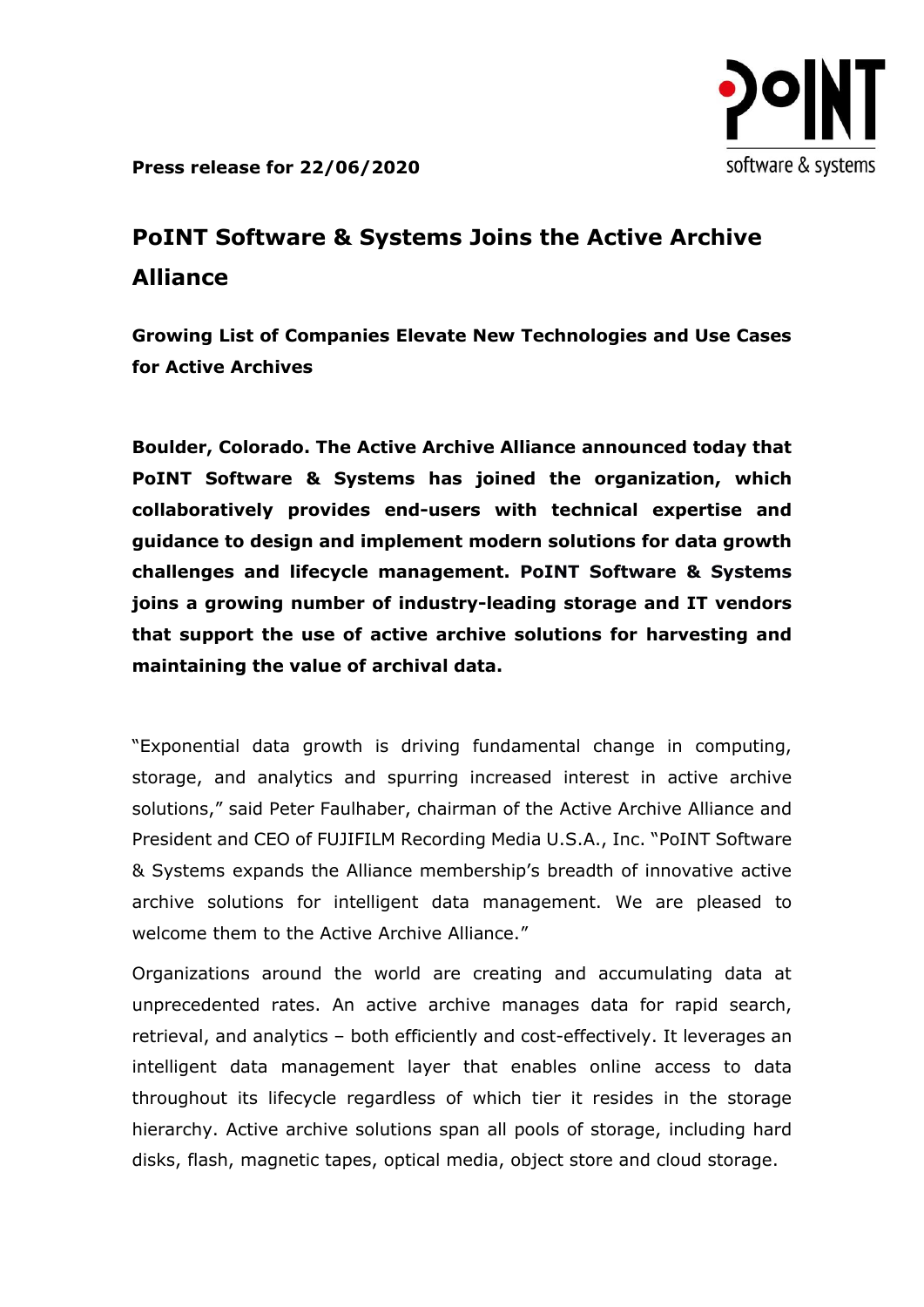**Press release for 22/06/2020**

# PoINT Software & Systems Joins the Active Archive Alliance

## Growing List of Companies Elevate New Technologies and Use Cases for Active Archives

**Boulder, Colorado. The Active Archive Alliance announced today that PoINT Software & Systems has joined the organization, which collaboratively provides end-users with technical expertise and guidance to design and implement modern solutions for data growth challenges and lifecycle management. PoINT Software & Systems joins a growing number of industry-leading storage and IT vendors that support the use of active archive solutions for harvesting and maintaining the value of archival data.**

"Exponential data growth is driving fundamental change in computing, storage, and analytics and spurring increased interest in active archive solutions," said Peter Faulhaber, chairman of the Active Archive Alliance and President and CEO of FUJIFILM Recording Media U.S.A., Inc. "PoINT Software & Systems expands the Alliance membership's breadth of innovative active archive solutions for intelligent data management. We are pleased to welcome them to the Active Archive Alliance."

Organizations around the world are creating and accumulating data at unprecedented rates. An active archive manages data for rapid search, retrieval, and analytics – both efficiently and cost-effectively. It leverages an intelligent data management layer that enables online access to data throughout its lifecycle regardless of which tier it resides in the storage hierarchy. Active archive solutions span all pools of storage, including hard disks, flash, magnetic tapes, optical media, object store and cloud storage.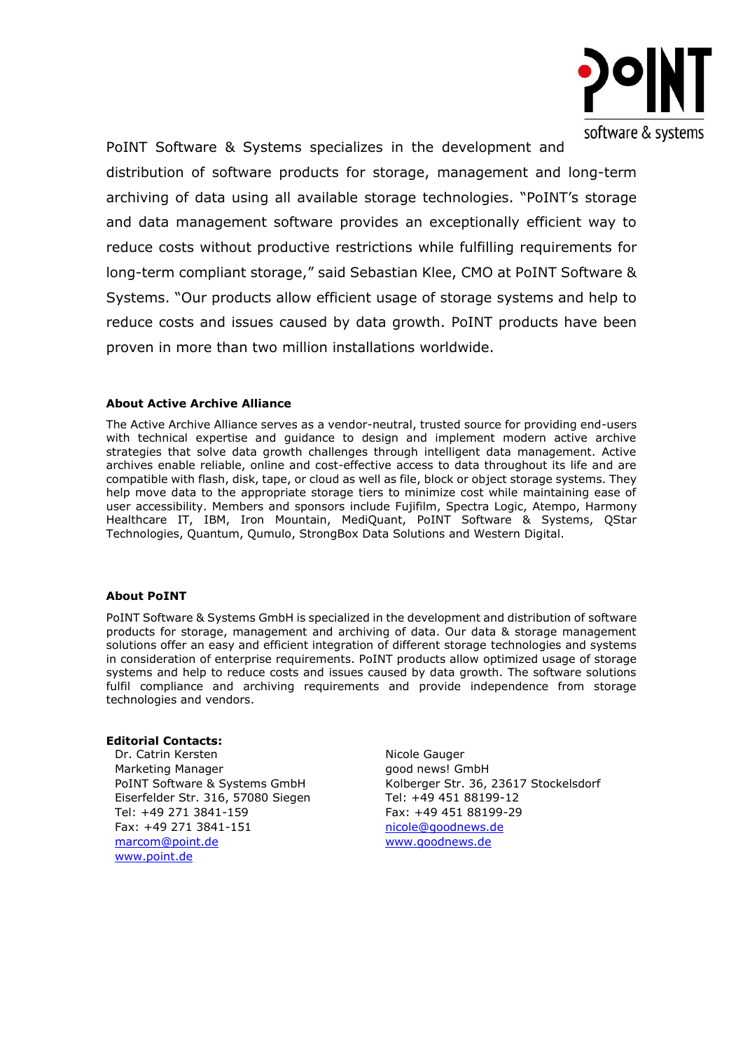PoINT Software & Systems specializes in the development and distribution of software products for storage, management and long-term archiving of data using all available storage technologies. "PoINT's storage and data management software provides an exceptionally efficient way to reduce costs without productive restrictions while fulfilling requirements for long-term compliant storage," said Sebastian Klee, CMO at PoINT Software & Systems. "Our products allow efficient usage of storage systems and help to reduce costs and issues caused by data growth. PoINT products have been proven in more than two million installations worldwide.

**About Active Archive Alliance**

The Active Archive Alliance serves as a vendor-neutral, trusted source for providing end-users with technical expertise and guidance to design and implement modern active archive strategies that solve data growth challenges through intelligent data management. Active archives enable reliable, online and cost-effective access to data throughout its life and are compatible with flash, disk, tape, or cloud as well as file, block or object storage systems. They help move data to the appropriate storage tiers to minimize cost while maintaining ease of user accessibility. Members and sponsors include Fujifilm, Spectra Logic, Atempo, Harmony Healthcare IT, IBM, Iron Mountain, MediQuant, PoINT Software & Systems, QStar Technologies, Quantum, Qumulo, StrongBox Data Solutions and Western Digital.

**About PoINT**

PoINT Software & Systems GmbH is specialized in the development and distribution of software products for storage, management and archiving of data. Our data & storage management solutions offer an easy and efficient integration of different storage technologies and systems in consideration of enterprise requirements. PoINT products allow optimized usage of storage systems and help to reduce costs and issues caused by data growth. The software solutions fulfil compliance and archiving requirements and provide independence from storage technologies and vendors.

**Editorial Contacts:**

Dr. Catrin Kersten
Marketing Manager
PoINT Software & Systems GmbH
Eiserfelder Str. 316, 57080 Siegen
Tel: +49 271 3841-159
Fax: +49 271 3841-151
marcom@point.de
www.point.de

Nicole Gauger
good news! GmbH
Kolberger Str. 36, 23617 Stockelsdorf
Tel: +49 451 88199-12
Fax: +49 451 88199-29
nicole@goodnews.de
www.goodnews.de